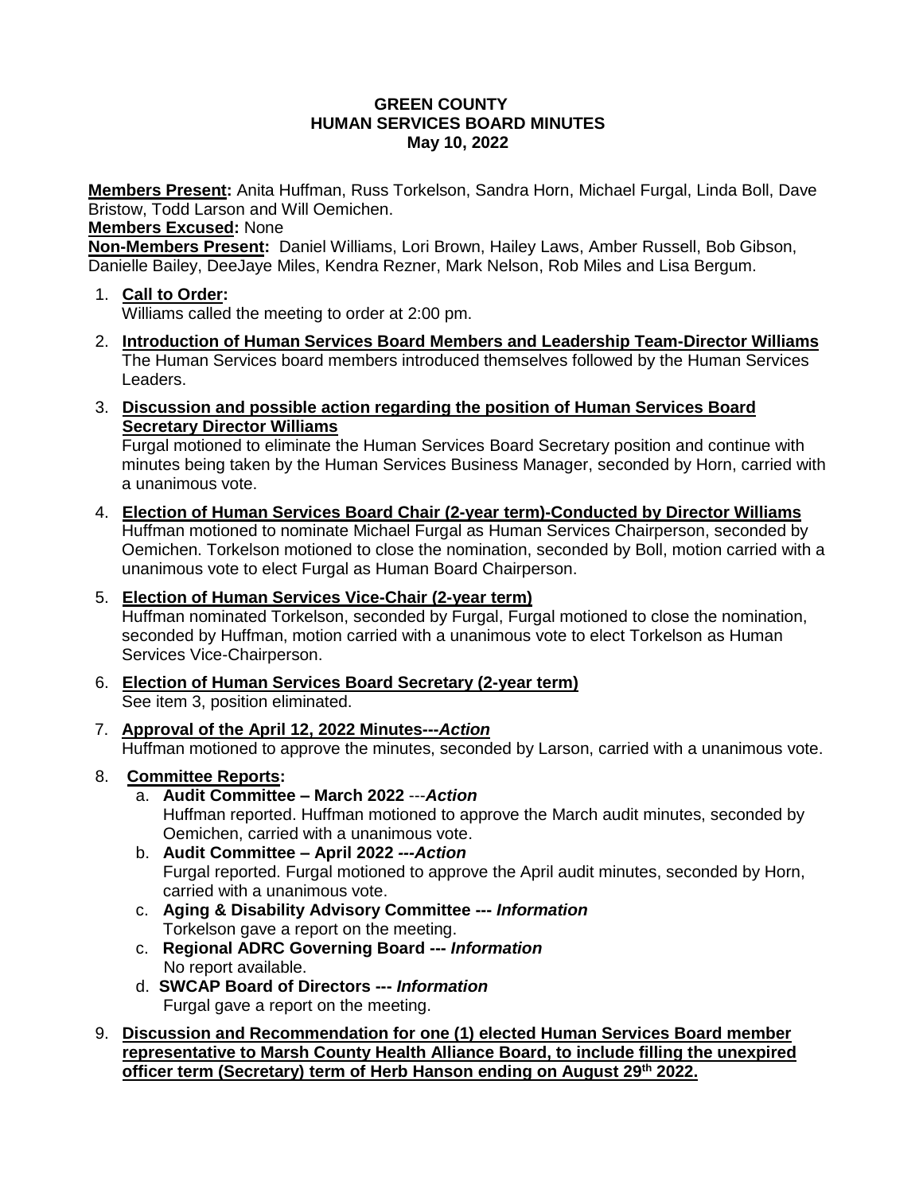**GREEN COUNTY**
**HUMAN SERVICES BOARD MINUTES**
**May 10, 2022**

**Members Present:** Anita Huffman, Russ Torkelson, Sandra Horn, Michael Furgal, Linda Boll, Dave Bristow, Todd Larson and Will Oemichen.

**Members Excused:** None

**Non-Members Present:** Daniel Williams, Lori Brown, Hailey Laws, Amber Russell, Bob Gibson, Danielle Bailey, DeeJaye Miles, Kendra Rezner, Mark Nelson, Rob Miles and Lisa Bergum.

1. **Call to Order:**
   Williams called the meeting to order at 2:00 pm.

2. **Introduction of Human Services Board Members and Leadership Team-Director Williams**
   The Human Services board members introduced themselves followed by the Human Services Leaders.

3. **Discussion and possible action regarding the position of Human Services Board Secretary Director Williams**
   Furgal motioned to eliminate the Human Services Board Secretary position and continue with minutes being taken by the Human Services Business Manager, seconded by Horn, carried with a unanimous vote.

4. **Election of Human Services Board Chair (2-year term)-Conducted by Director Williams**
   Huffman motioned to nominate Michael Furgal as Human Services Chairperson, seconded by Oemichen. Torkelson motioned to close the nomination, seconded by Boll, motion carried with a unanimous vote to elect Furgal as Human Board Chairperson.

5. **Election of Human Services Vice-Chair (2-year term)**
   Huffman nominated Torkelson, seconded by Furgal, Furgal motioned to close the nomination, seconded by Huffman, motion carried with a unanimous vote to elect Torkelson as Human Services Vice-Chairperson.

6. **Election of Human Services Board Secretary (2-year term)**
   See item 3, position eliminated.

7. **Approval of the April 12, 2022 Minutes---*Action***
   Huffman motioned to approve the minutes, seconded by Larson, carried with a unanimous vote.

8. **Committee Reports:**
   a. **Audit Committee – March 2022** ---***Action***
      Huffman reported. Huffman motioned to approve the March audit minutes, seconded by Oemichen, carried with a unanimous vote.
   b. **Audit Committee – April 2022 ---*Action***
      Furgal reported. Furgal motioned to approve the April audit minutes, seconded by Horn, carried with a unanimous vote.
   c. **Aging & Disability Advisory Committee --- *Information***
      Torkelson gave a report on the meeting.
   c. **Regional ADRC Governing Board --- *Information***
      No report available.
   d. **SWCAP Board of Directors --- *Information***
      Furgal gave a report on the meeting.

9. **Discussion and Recommendation for one (1) elected Human Services Board member representative to Marsh County Health Alliance Board, to include filling the unexpired officer term (Secretary) term of Herb Hanson ending on August 29th 2022.**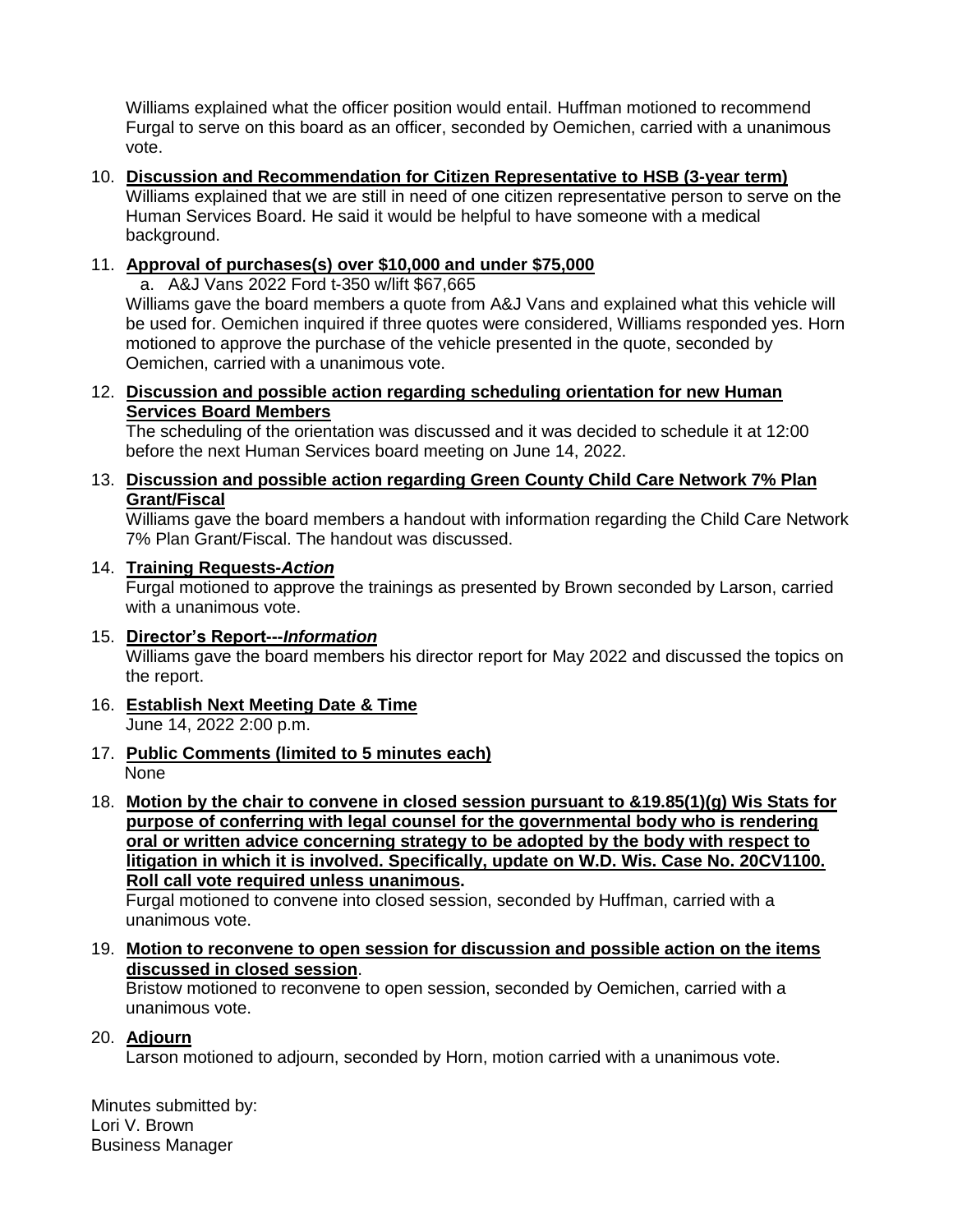Williams explained what the officer position would entail. Huffman motioned to recommend Furgal to serve on this board as an officer, seconded by Oemichen, carried with a unanimous vote.

10. **Discussion and Recommendation for Citizen Representative to HSB (3-year term)**
    Williams explained that we are still in need of one citizen representative person to serve on the Human Services Board. He said it would be helpful to have someone with a medical background.

11. **Approval of purchases(s) over $10,000 and under $75,000**
    a. A&J Vans 2022 Ford t-350 w/lift $67,665
    Williams gave the board members a quote from A&J Vans and explained what this vehicle will be used for. Oemichen inquired if three quotes were considered, Williams responded yes. Horn motioned to approve the purchase of the vehicle presented in the quote, seconded by Oemichen, carried with a unanimous vote.

12. **Discussion and possible action regarding scheduling orientation for new Human Services Board Members**
    The scheduling of the orientation was discussed and it was decided to schedule it at 12:00 before the next Human Services board meeting on June 14, 2022.

13. **Discussion and possible action regarding Green County Child Care Network 7% Plan Grant/Fiscal**
    Williams gave the board members a handout with information regarding the Child Care Network 7% Plan Grant/Fiscal. The handout was discussed.

14. **Training Requests-*Action***
    Furgal motioned to approve the trainings as presented by Brown seconded by Larson, carried with a unanimous vote.

15. **Director's Report---*Information***
    Williams gave the board members his director report for May 2022 and discussed the topics on the report.

16. **Establish Next Meeting Date & Time**
    June 14, 2022 2:00 p.m.

17. **Public Comments (limited to 5 minutes each)**
    None

18. **Motion by the chair to convene in closed session pursuant to &19.85(1)(g) Wis Stats for purpose of conferring with legal counsel for the governmental body who is rendering oral or written advice concerning strategy to be adopted by the body with respect to litigation in which it is involved. Specifically, update on W.D. Wis. Case No. 20CV1100. Roll call vote required unless unanimous.**
    Furgal motioned to convene into closed session, seconded by Huffman, carried with a unanimous vote.

19. **Motion to reconvene to open session for discussion and possible action on the items discussed in closed session**.
    Bristow motioned to reconvene to open session, seconded by Oemichen, carried with a unanimous vote.

20. **Adjourn**
    Larson motioned to adjourn, seconded by Horn, motion carried with a unanimous vote.

Minutes submitted by:
Lori V. Brown
Business Manager